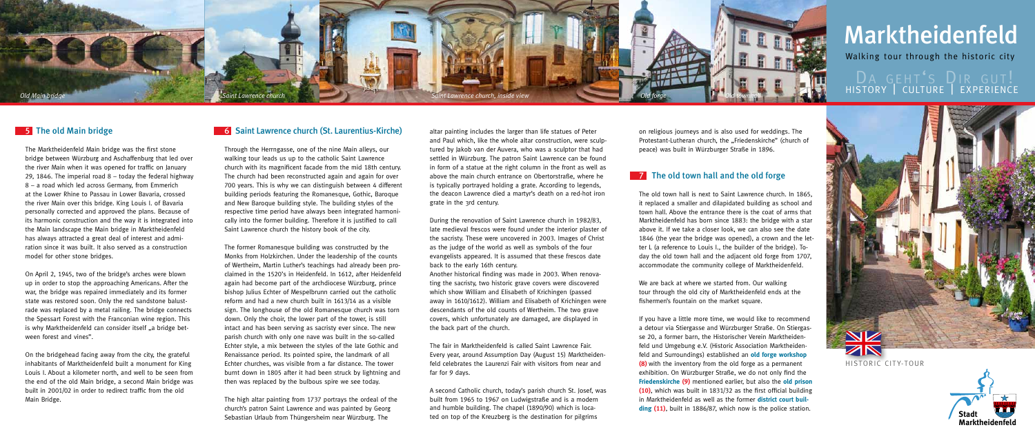# Marktheidenfeld

Walking tour through the historic city

DA GEHT'S DIR GUT!

HISTORY | CULTURE | EXPERIENCE

*Old Main bridge* *Saint Lawrence church* *Saint Lawrence church, inside view* *Old forge* *Old town hall*

## 5 The old Main bridge

The Marktheidenfeld Main bridge was the first stone bridge between Würzburg and Aschaffenburg that led over the river Main when it was opened for traffic on January 29, 1846. The imperial road 8 – today the federal highway 8 – a road which led across Germany, from Emmerich at the Lower Rhine to Passau in Lower Bavaria, crossed the river Main over this bridge. King Louis I. of Bavaria personally corrected and approved the plans. Because of its harmonic construction and the way it is integrated into the Main landscape the Main bridge in Marktheidenfeld has always attracted a great deal of interest and admiration since it was built. It also served as a construction model for other stone bridges.

On April 2, 1945, two of the bridge's arches were blown up in order to stop the approaching Americans. After the war, the bridge was repaired immediately and its former state was restored soon. Only the red sandstone balustrade was replaced by a metal railing. The bridge connects the Spessart Forest with the Franconian wine region. This is why Marktheidenfeld can consider itself „a bridge between forest and vines".

On the bridgehead facing away from the city, the grateful inhabitants of Marktheidenfeld built a monument for King Louis I. About a kilometer north, and well to be seen from the end of the old Main bridge, a second Main bridge was built in 2001/02 in order to redirect traffic from the old Main Bridge.

## 6 Saint Lawrence church (St. Laurentius-Kirche)

Through the Herrngasse, one of the nine Main alleys, our walking tour leads us up to the catholic Saint Lawrence church with its magnificent facade from the mid 18th century. The church had been reconstructed again and again for over 700 years. This is why we can distinguish between 4 different building periods featuring the Romanesque, Gothic, Baroque and New Baroque building style. The building styles of the respective time period have always been integrated harmonically into the former building. Therefore it is justified to call Saint Lawrence church the history book of the city.

The former Romanesque building was constructed by the Monks from Holzkirchen. Under the leadership of the counts of Wertheim, Martin Luther's teachings had already been proclaimed in the 1520's in Heidenfeld. In 1612, after Heidenfeld again had become part of the archdiocese Würzburg, prince bishop Julius Echter of Mespelbrunn carried out the catholic reform and had a new church built in 1613/14 as a visible sign. The longhouse of the old Romanesque church was torn down. Only the choir, the lower part of the tower, is still intact and has been serving as sacristy ever since. The new parish church with only one nave was built in the so-called Echter style, a mix between the styles of the late Gothic and Renaissance period. Its pointed spire, the landmark of all Echter churches, was visible from a far distance. The tower burnt down in 1805 after it had been struck by lightning and then was replaced by the bulbous spire we see today.

The high altar painting from 1737 portrays the ordeal of the church's patron Saint Lawrence and was painted by Georg Sebastian Urlaub from Thüngersheim near Würzburg. The altar painting includes the larger than life statues of Peter and Paul which, like the whole altar construction, were sculptured by Jakob van der Auvera, who was a sculptor that had settled in Würzburg. The patron Saint Lawrence can be found in form of a statue at the right column in the front as well as above the main church entrance on Obertorstraße, where he is typically portrayed holding a grate. According to legends, the deacon Lawrence died a martyr's death on a red-hot iron grate in the 3rd century.

During the renovation of Saint Lawrence church in 1982/83, late medieval frescos were found under the interior plaster of the sacristy. These were uncovered in 2003. Images of Christ as the judge of the world as well as symbols of the four evangelists appeared. It is assumed that these frescos date back to the early 16th century.
Another historical finding was made in 2003. When renovating the sacristy, two historic grave covers were discovered which show William and Elisabeth of Krichingen (passed away in 1610/1612). William and Elisabeth of Krichingen were descendants of the old counts of Wertheim. The two grave covers, which unfortunately are damaged, are displayed in the back part of the church.

The fair in Marktheidenfeld is called Saint Lawrence Fair. Every year, around Assumption Day (August 15) Marktheidenfeld celebrates the Laurenzi Fair with visitors from near and far for 9 days.

A second Catholic church, today's parish church St. Josef, was built from 1965 to 1967 on Ludwigstraße and is a modern and humble building. The chapel (1890/90) which is located on top of the Kreuzberg is the destination for pilgrims on religious journeys and is also used for weddings. The Protestant-Lutheran church, the „Friedenskirche" (church of peace) was built in Würzburger Straße in 1896.

## 7 The old town hall and the old forge

The old town hall is next to Saint Lawrence church. In 1865, it replaced a smaller and dilapidated building as school and town hall. Above the entrance there is the coat of arms that Marktheidenfeld has born since 1883: the bridge with a star above it. If we take a closer look, we can also see the date 1846 (the year the bridge was opened), a crown and the letter L (a reference to Louis I., the builder of the bridge). Today the old town hall and the adjacent old forge from 1707, accommodate the community college of Marktheidenfeld.

We are back at where we started from. Our walking tour through the old city of Marktheidenfeld ends at the fishermen's fountain on the market square.

If you have a little more time, we would like to recommend a detour via Stiergasse and Würzburger Straße. On Stiergasse 20, a former barn, the Historischer Verein Marktheidenfeld und Umgebung e.V. (Historic Association Marktheidenfeld and Surroundings) established an **old forge workshop (8)** with the inventory from the old forge as a permanent exhibition. On Würzburger Straße, we do not only find the **Friedenskirche (9)** mentioned earlier, but also the **old prison (10)**, which was built in 1831/32 as the first official building in Marktheidenfeld as well as the former **district court building (11)**, built in 1886/87, which now is the police station.

HISTORIC CITY-TOUR

Stadt Marktheidenfeld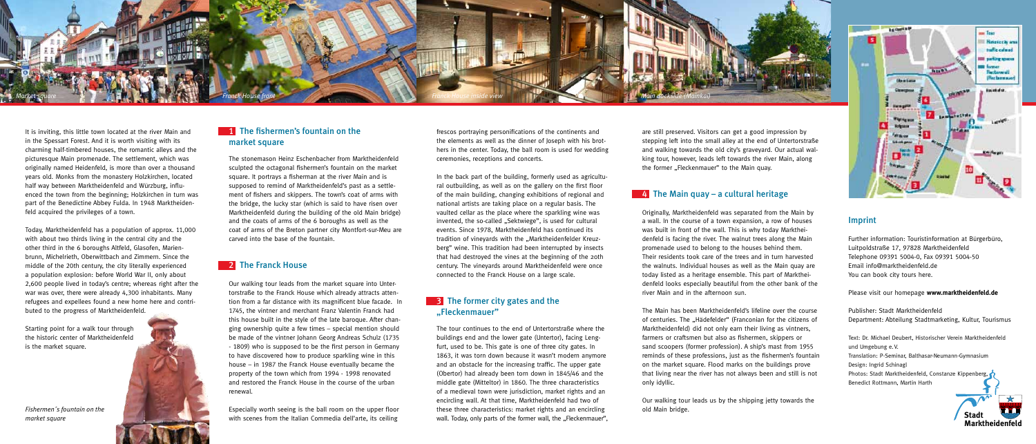*Market square*

*Franck House front*

*Franck house inside view*

*Main dockside (Mainkai)*

It is inviting, this little town located at the river Main and in the Spessart Forest. And it is worth visiting with its charming half-timbered houses, the romantic alleys and the picturesque Main promenade. The settlement, which was originally named Heidenfeld, is more than over a thousand years old. Monks from the monastery Holzkirchen, located half way between Marktheidenfeld and Würzburg, influenced the town from the beginning; Holzkirchen in turn was part of the Benedictine Abbey Fulda. In 1948 Marktheidenfeld acquired the privileges of a town.

Today, Marktheidenfeld has a population of approx. 11,000 with about two thirds living in the central city and the other third in the 6 boroughs Altfeld, Glasofen, Marienbrunn, Michelrieth, Oberwittbach and Zimmern. Since the middle of the 20th century, the city literally experienced a population explosion: before World War II, only about 2,600 people lived in today's centre; whereas right after the war was over, there were already 4,300 inhabitants. Many refugees and expellees found a new home here and contributed to the progress of Marktheidenfeld.

Starting point for a walk tour through the historic center of Marktheidenfeld is the market square.

*Fishermen´s fountain on the market square*

## 1 The fishermen's fountain on the market square

The stonemason Heinz Eschenbacher from Marktheidenfeld sculpted the octagonal fishermen's fountain on the market square. It portrays a fisherman at the river Main and is supposed to remind of Marktheidenfeld's past as a settlement of fishers and skippers. The town's coat of arms with the bridge, the lucky star (which is said to have risen over Marktheidenfeld during the building of the old Main bridge) and the coats of arms of the 6 boroughs as well as the coat of arms of the Breton partner city Montfort-sur-Meu are carved into the base of the fountain.

## 2 The Franck House

Our walking tour leads from the market square into Untertorstraße to the Franck House which already attracts attention from a far distance with its magnificent blue facade. In 1745, the vintner and merchant Franz Valentin Franck had this house built in the style of the late baroque. After changing ownership quite a few times – special mention should be made of the vintner Johann Georg Andreas Schulz (1735 - 1809) who is supposed to be the first person in Germany to have discovered how to produce sparkling wine in this house – in 1987 the Franck House eventually became the property of the town which from 1994 - 1998 renovated and restored the Franck House in the course of the urban renewal.

Especially worth seeing is the ball room on the upper floor with scenes from the Italian Commedia dell'arte, its ceiling frescos portraying personifications of the continents and the elements as well as the dinner of Joseph with his brothers in the center. Today, the ball room is used for wedding ceremonies, receptions and concerts.

In the back part of the building, formerly used as agricultural outbuilding, as well as on the gallery on the first floor of the main building, changing exhibitions of regional and national artists are taking place on a regular basis. The vaulted cellar as the place where the sparkling wine was invented, the so-called „Sektwiege", is used for cultural events. Since 1978, Marktheidenfeld has continued its tradition of vineyards with the „Marktheidenfelder Kreuzberg" wine. This tradition had been interrupted by insects that had destroyed the vines at the beginning of the 20th century. The vineyards around Marktheidenfeld were once connected to the Franck House on a large scale.

## 3 The former city gates and the „Fleckenmauer"

The tour continues to the end of Untertorstraße where the buildings end and the lower gate (Untertor), facing Lengfurt, used to be. This gate is one of three city gates. In 1863, it was torn down because it wasn't modern anymore and an obstacle for the increasing traffic. The upper gate (Obertor) had already been torn down in 1845/46 and the middle gate (Mitteltor) in 1860. The three characteristics of a medieval town were jurisdiction, market rights and an encircling wall. At that time, Marktheidenfeld had two of these three characteristics: market rights and an encircling wall. Today, only parts of the former wall, the „Fleckenmauer", are still preserved. Visitors can get a good impression by stepping left into the small alley at the end of Untertorstraße and walking towards the old city's graveyard. Our actual walking tour, however, leads left towards the river Main, along the former „Fleckenmauer" to the Main quay.

## 4 The Main quay – a cultural heritage

Originally, Marktheidenfeld was separated from the Main by a wall. In the course of a town expansion, a row of houses was built in front of the wall. This is why today Marktheidenfeld is facing the river. The walnut trees along the Main promenade used to belong to the houses behind them. Their residents took care of the trees and in turn harvested the walnuts. Individual houses as well as the Main quay are today listed as a heritage ensemble. This part of Marktheidenfeld looks especially beautiful from the other bank of the river Main and in the afternoon sun.

The Main has been Marktheidenfeld's lifeline over the course of centuries. The „Hädefelder" (Franconian for the citizens of Marktheidenfeld) did not only earn their living as vintners, farmers or craftsmen but also as fishermen, skippers or sand scoopers (former profession). A ship's mast from 1955 reminds of these professions, just as the fishermen's fountain on the market square. Flood marks on the buildings prove that living near the river has not always been and still is not only idyllic.

Our walking tour leads us by the shipping jetty towards the old Main bridge.

## Imprint

Further information: Touristinformation at Bürgerbüro, Luitpoldstraße 17, 97828 Marktheidenfeld
Telephone 09391 5004-0, Fax 09391 5004-50
Email info@marktheidenfeld.de
You can book city tours here.

Please visit our homepage **www.marktheidenfeld.de**

Publisher: Stadt Marktheidenfeld
Department: Abteilung Stadtmarketing, Kultur, Tourismus

Text: Dr. Michael Deubert, Historischer Verein Marktheidenfeld und Umgebung e.V.
Translation: P-Seminar, Balthasar-Neumann-Gymnasium
Design: Ingrid Schinagl
Photos: Stadt Marktheidenfeld, Constanze Kippenberg, Benedict Rottmann, Martin Harth

Stadt Marktheidenfeld